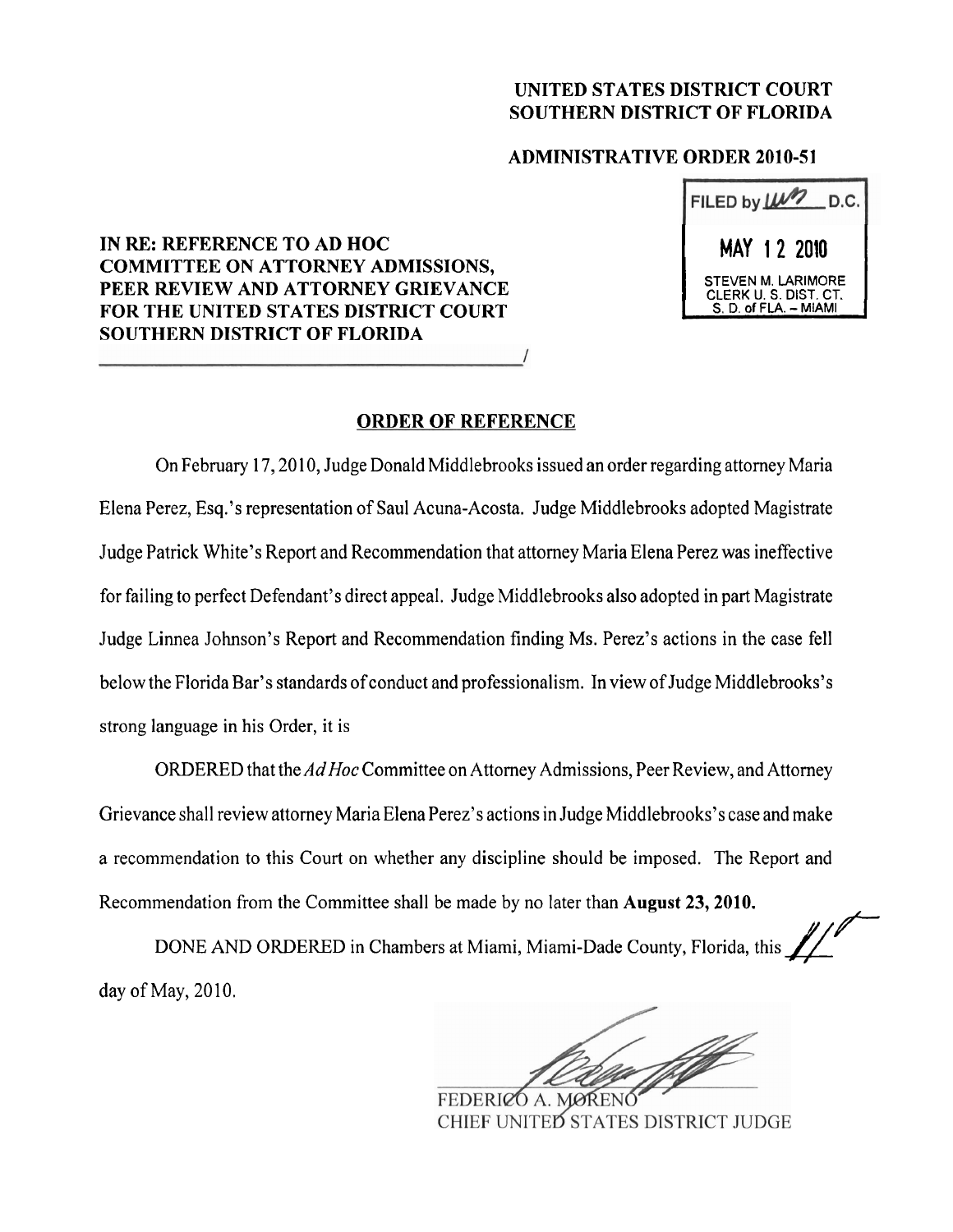**UNITED STATES DISTRICT COURT**
**SOUTHERN DISTRICT OF FLORIDA**

**ADMINISTRATIVE ORDER 2010-51**

FILED by ___ D.C.
MAY 12 2010
STEVEN M. LARIMORE
CLERK U. S. DIST. CT.
S. D. of FLA. – MIAMI

**IN RE: REFERENCE TO AD HOC COMMITTEE ON ATTORNEY ADMISSIONS, PEER REVIEW AND ATTORNEY GRIEVANCE FOR THE UNITED STATES DISTRICT COURT SOUTHERN DISTRICT OF FLORIDA**
_______________________________________/

## ORDER OF REFERENCE

On February 17, 2010, Judge Donald Middlebrooks issued an order regarding attorney Maria Elena Perez, Esq.'s representation of Saul Acuna-Acosta. Judge Middlebrooks adopted Magistrate Judge Patrick White's Report and Recommendation that attorney Maria Elena Perez was ineffective for failing to perfect Defendant's direct appeal. Judge Middlebrooks also adopted in part Magistrate Judge Linnea Johnson's Report and Recommendation finding Ms. Perez's actions in the case fell below the Florida Bar's standards of conduct and professionalism. In view of Judge Middlebrooks's strong language in his Order, it is

ORDERED that the *Ad Hoc* Committee on Attorney Admissions, Peer Review, and Attorney Grievance shall review attorney Maria Elena Perez's actions in Judge Middlebrooks's case and make a recommendation to this Court on whether any discipline should be imposed. The Report and Recommendation from the Committee shall be made by no later than **August 23, 2010.**

DONE AND ORDERED in Chambers at Miami, Miami-Dade County, Florida, this 11th day of May, 2010.

FEDERICO A. MORENO
CHIEF UNITED STATES DISTRICT JUDGE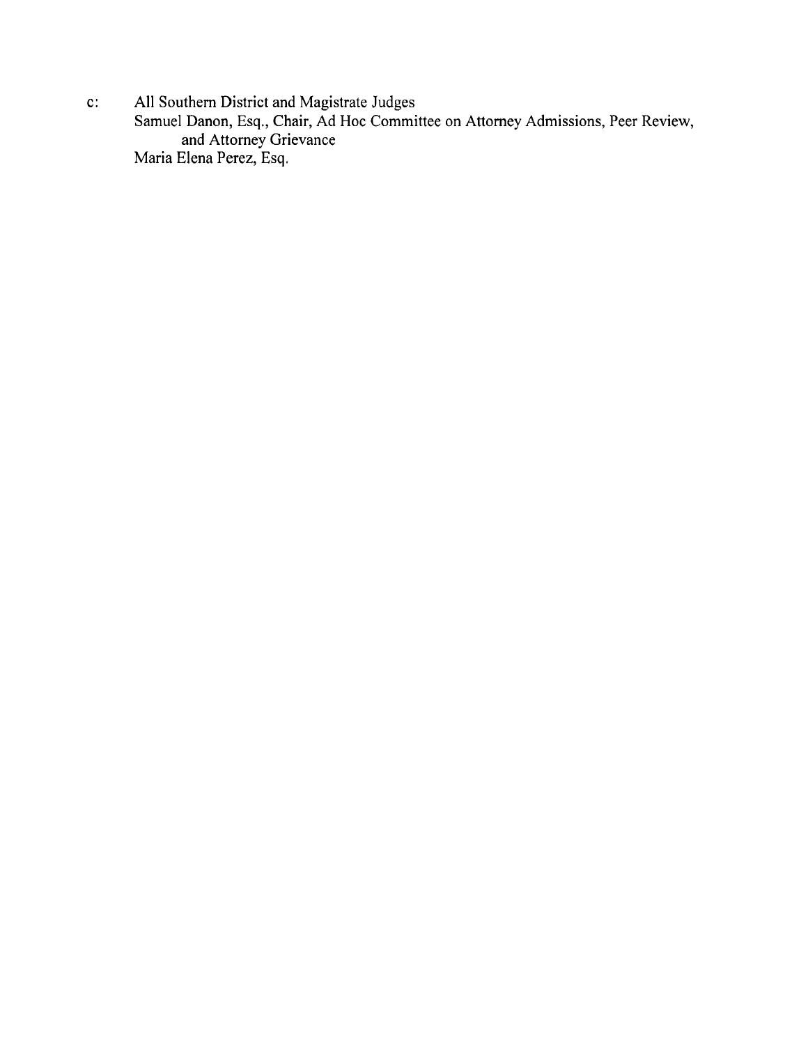c: All Southern District and Magistrate Judges
   Samuel Danon, Esq., Chair, Ad Hoc Committee on Attorney Admissions, Peer Review, and Attorney Grievance
   Maria Elena Perez, Esq.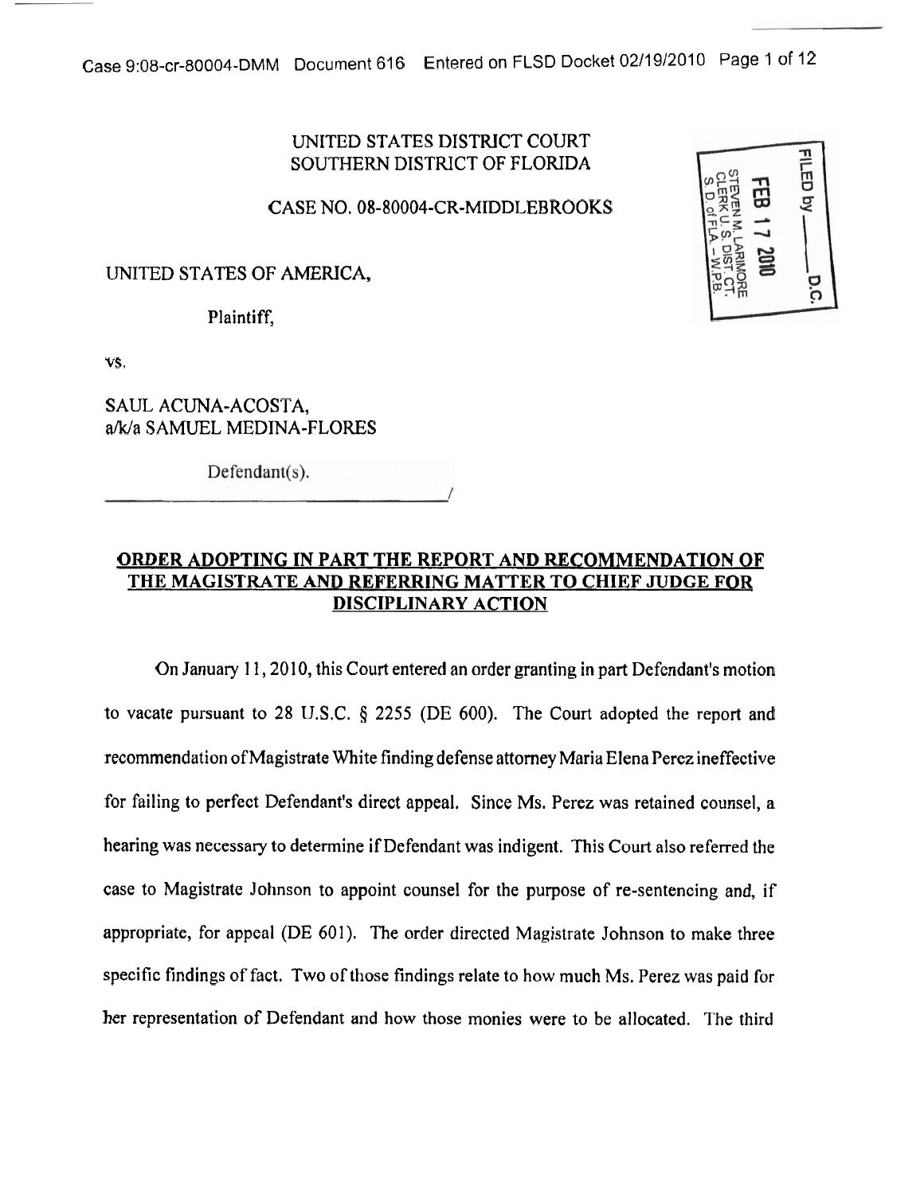UNITED STATES DISTRICT COURT
SOUTHERN DISTRICT OF FLORIDA

CASE NO. 08-80004-CR-MIDDLEBROOKS

UNITED STATES OF AMERICA,

Plaintiff,

vs.

SAUL ACUNA-ACOSTA,
a/k/a SAMUEL MEDINA-FLORES

Defendant(s).

/

FILED by ___ D.C.
FEB 17 2010
STEVEN M. LARIMORE
CLERK U.S. DIST. CT.
S.D. of FLA. - W.P.B.

## ORDER ADOPTING IN PART THE REPORT AND RECOMMENDATION OF THE MAGISTRATE AND REFERRING MATTER TO CHIEF JUDGE FOR DISCIPLINARY ACTION

On January 11, 2010, this Court entered an order granting in part Defendant's motion to vacate pursuant to 28 U.S.C. § 2255 (DE 600). The Court adopted the report and recommendation of Magistrate White finding defense attorney Maria Elena Perez ineffective for failing to perfect Defendant's direct appeal. Since Ms. Perez was retained counsel, a hearing was necessary to determine if Defendant was indigent. This Court also referred the case to Magistrate Johnson to appoint counsel for the purpose of re-sentencing and, if appropriate, for appeal (DE 601). The order directed Magistrate Johnson to make three specific findings of fact. Two of those findings relate to how much Ms. Perez was paid for her representation of Defendant and how those monies were to be allocated. The third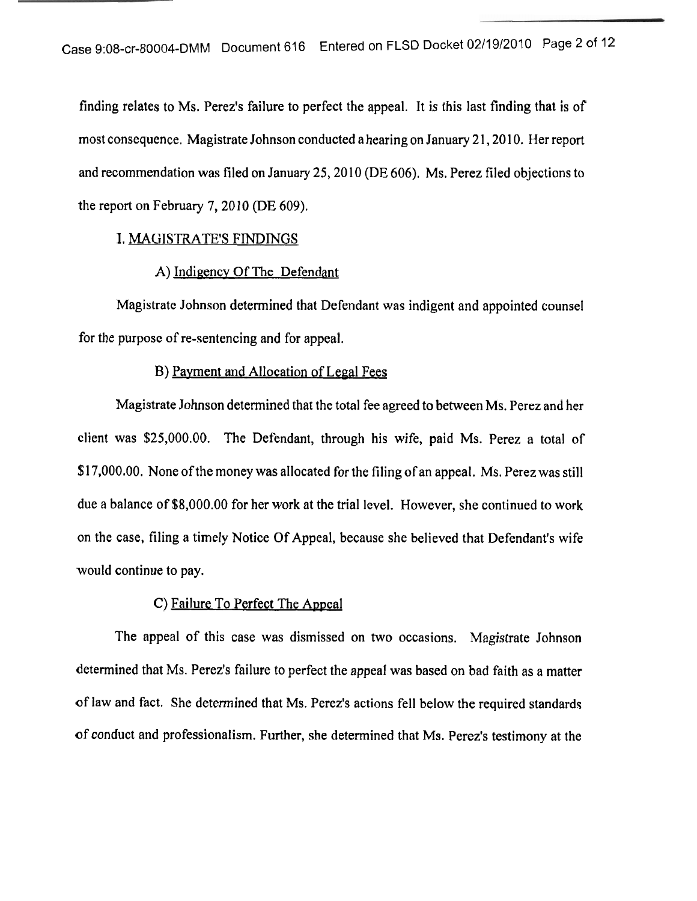finding relates to Ms. Perez's failure to perfect the appeal. It is this last finding that is of most consequence. Magistrate Johnson conducted a hearing on January 21, 2010. Her report and recommendation was filed on January 25, 2010 (DE 606). Ms. Perez filed objections to the report on February 7, 2010 (DE 609).

## I. MAGISTRATE'S FINDINGS

### A) Indigency Of The Defendant

Magistrate Johnson determined that Defendant was indigent and appointed counsel for the purpose of re-sentencing and for appeal.

### B) Payment and Allocation of Legal Fees

Magistrate Johnson determined that the total fee agreed to between Ms. Perez and her client was $25,000.00. The Defendant, through his wife, paid Ms. Perez a total of $17,000.00. None of the money was allocated for the filing of an appeal. Ms. Perez was still due a balance of $8,000.00 for her work at the trial level. However, she continued to work on the case, filing a timely Notice Of Appeal, because she believed that Defendant's wife would continue to pay.

### C) Failure To Perfect The Appeal

The appeal of this case was dismissed on two occasions. Magistrate Johnson determined that Ms. Perez's failure to perfect the appeal was based on bad faith as a matter of law and fact. She determined that Ms. Perez's actions fell below the required standards of conduct and professionalism. Further, she determined that Ms. Perez's testimony at the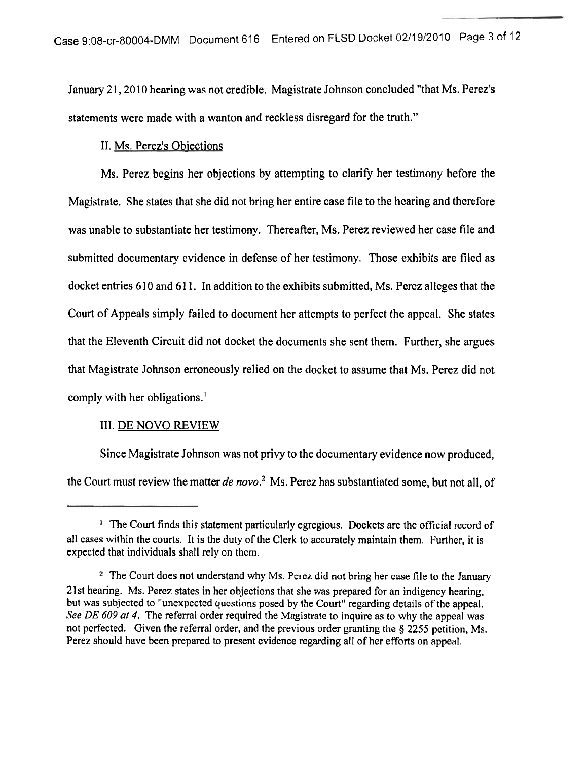January 21, 2010 hearing was not credible. Magistrate Johnson concluded "that Ms. Perez's statements were made with a wanton and reckless disregard for the truth."

II. Ms. Perez's Objections

Ms. Perez begins her objections by attempting to clarify her testimony before the Magistrate. She states that she did not bring her entire case file to the hearing and therefore was unable to substantiate her testimony. Thereafter, Ms. Perez reviewed her case file and submitted documentary evidence in defense of her testimony. Those exhibits are filed as docket entries 610 and 611. In addition to the exhibits submitted, Ms. Perez alleges that the Court of Appeals simply failed to document her attempts to perfect the appeal. She states that the Eleventh Circuit did not docket the documents she sent them. Further, she argues that Magistrate Johnson erroneously relied on the docket to assume that Ms. Perez did not comply with her obligations.[1]

III. DE NOVO REVIEW

Since Magistrate Johnson was not privy to the documentary evidence now produced, the Court must review the matter *de novo*.[2] Ms. Perez has substantiated some, but not all, of

[1] The Court finds this statement particularly egregious. Dockets are the official record of all cases within the courts. It is the duty of the Clerk to accurately maintain them. Further, it is expected that individuals shall rely on them.

[2] The Court does not understand why Ms. Perez did not bring her case file to the January 21st hearing. Ms. Perez states in her objections that she was prepared for an indigency hearing, but was subjected to "unexpected questions posed by the Court" regarding details of the appeal. *See DE 609 at 4*. The referral order required the Magistrate to inquire as to why the appeal was not perfected. Given the referral order, and the previous order granting the § 2255 petition, Ms. Perez should have been prepared to present evidence regarding all of her efforts on appeal.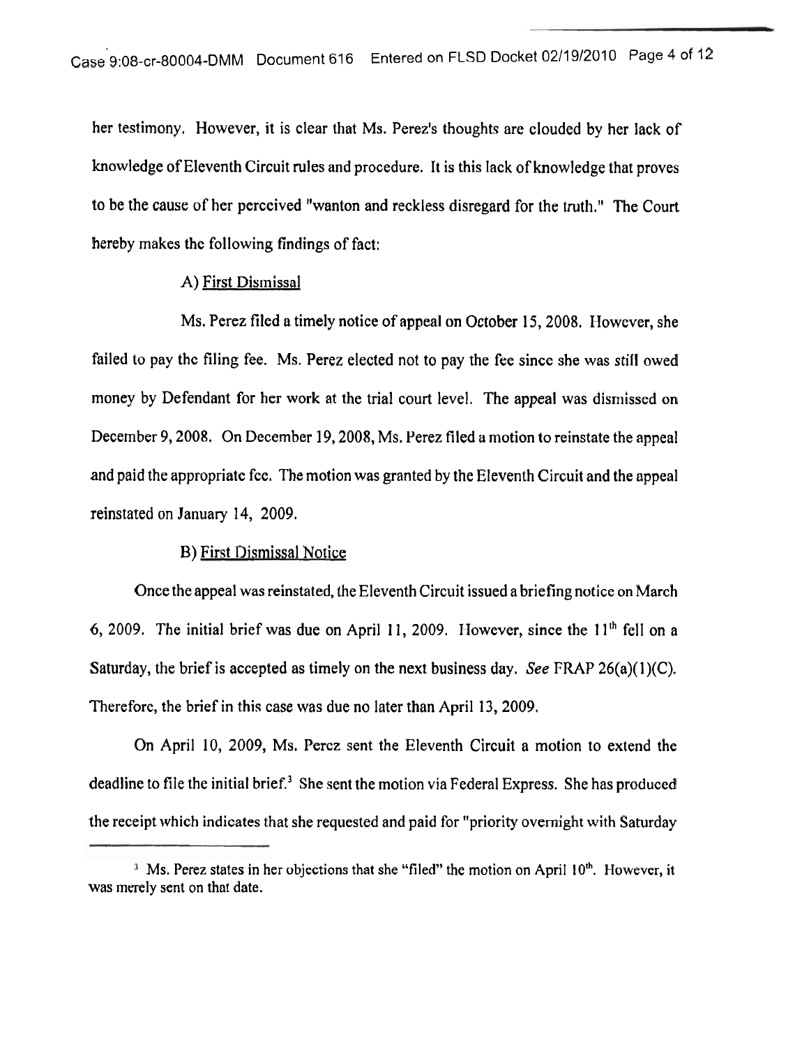her testimony. However, it is clear that Ms. Perez's thoughts are clouded by her lack of knowledge of Eleventh Circuit rules and procedure. It is this lack of knowledge that proves to be the cause of her perceived "wanton and reckless disregard for the truth." The Court hereby makes the following findings of fact:

A) First Dismissal

Ms. Perez filed a timely notice of appeal on October 15, 2008. However, she failed to pay the filing fee. Ms. Perez elected not to pay the fee since she was still owed money by Defendant for her work at the trial court level. The appeal was dismissed on December 9, 2008. On December 19, 2008, Ms. Perez filed a motion to reinstate the appeal and paid the appropriate fee. The motion was granted by the Eleventh Circuit and the appeal reinstated on January 14, 2009.

B) First Dismissal Notice

Once the appeal was reinstated, the Eleventh Circuit issued a briefing notice on March 6, 2009. The initial brief was due on April 11, 2009. However, since the 11th fell on a Saturday, the brief is accepted as timely on the next business day. *See* FRAP 26(a)(1)(C). Therefore, the brief in this case was due no later than April 13, 2009.

On April 10, 2009, Ms. Perez sent the Eleventh Circuit a motion to extend the deadline to file the initial brief.[3] She sent the motion via Federal Express. She has produced the receipt which indicates that she requested and paid for "priority overnight with Saturday

[3] Ms. Perez states in her objections that she "filed" the motion on April 10th. However, it was merely sent on that date.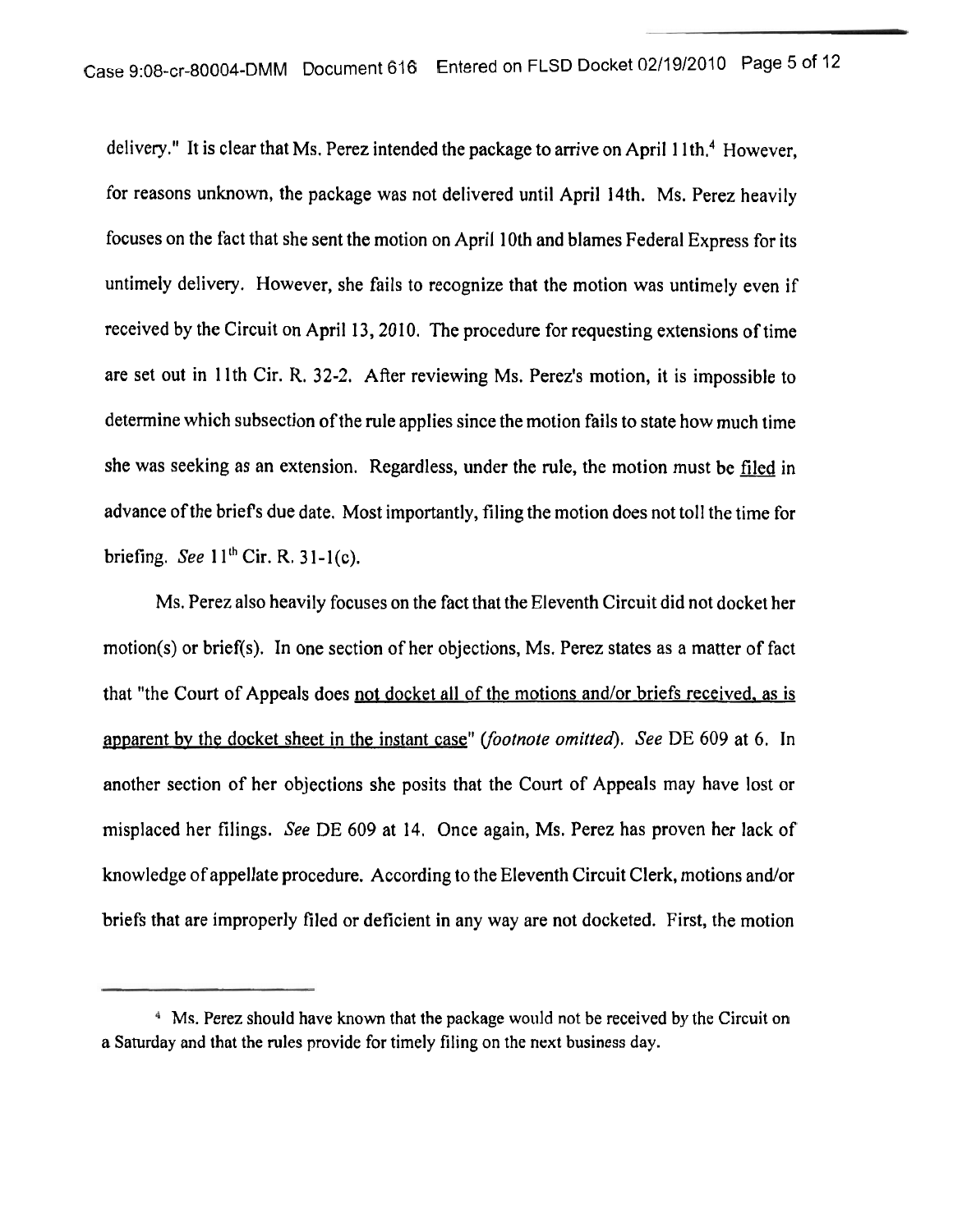delivery." It is clear that Ms. Perez intended the package to arrive on April 11th.[4] However, for reasons unknown, the package was not delivered until April 14th. Ms. Perez heavily focuses on the fact that she sent the motion on April 10th and blames Federal Express for its untimely delivery. However, she fails to recognize that the motion was untimely even if received by the Circuit on April 13, 2010. The procedure for requesting extensions of time are set out in 11th Cir. R. 32-2. After reviewing Ms. Perez's motion, it is impossible to determine which subsection of the rule applies since the motion fails to state how much time she was seeking as an extension. Regardless, under the rule, the motion must be <u>filed</u> in advance of the brief's due date. Most importantly, filing the motion does not toll the time for briefing. *See* 11[th] Cir. R. 31-1(c).

Ms. Perez also heavily focuses on the fact that the Eleventh Circuit did not docket her motion(s) or brief(s). In one section of her objections, Ms. Perez states as a matter of fact that "the Court of Appeals does <u>not docket all of the motions and/or briefs received, as is apparent by the docket sheet in the instant case</u>" (*footnote omitted*). *See* DE 609 at 6. In another section of her objections she posits that the Court of Appeals may have lost or misplaced her filings. *See* DE 609 at 14. Once again, Ms. Perez has proven her lack of knowledge of appellate procedure. According to the Eleventh Circuit Clerk, motions and/or briefs that are improperly filed or deficient in any way are not docketed. First, the motion

---

[4] Ms. Perez should have known that the package would not be received by the Circuit on a Saturday and that the rules provide for timely filing on the next business day.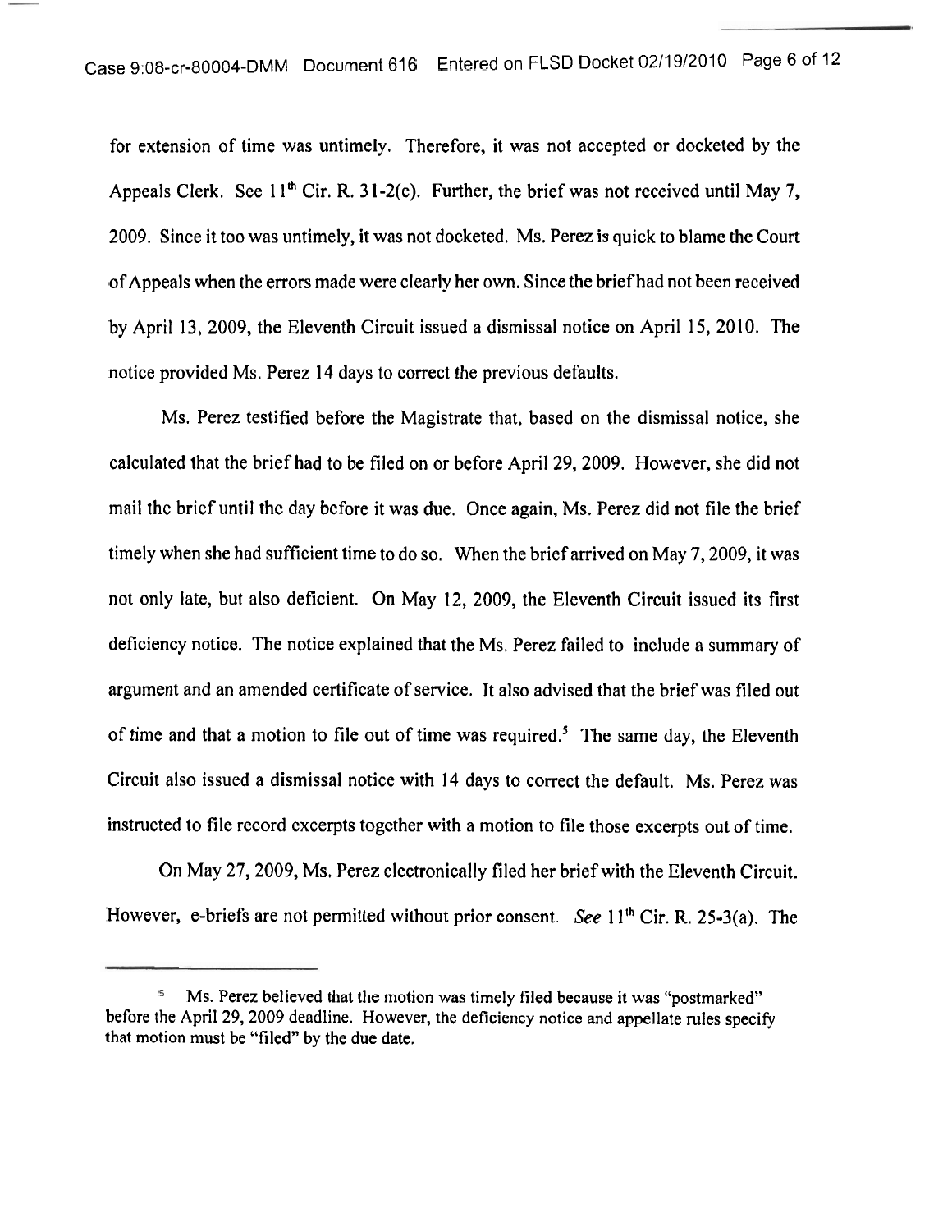for extension of time was untimely. Therefore, it was not accepted or docketed by the Appeals Clerk. See 11th Cir. R. 31-2(e). Further, the brief was not received until May 7, 2009. Since it too was untimely, it was not docketed. Ms. Perez is quick to blame the Court of Appeals when the errors made were clearly her own. Since the brief had not been received by April 13, 2009, the Eleventh Circuit issued a dismissal notice on April 15, 2010. The notice provided Ms. Perez 14 days to correct the previous defaults.

Ms. Perez testified before the Magistrate that, based on the dismissal notice, she calculated that the brief had to be filed on or before April 29, 2009. However, she did not mail the brief until the day before it was due. Once again, Ms. Perez did not file the brief timely when she had sufficient time to do so. When the brief arrived on May 7, 2009, it was not only late, but also deficient. On May 12, 2009, the Eleventh Circuit issued its first deficiency notice. The notice explained that the Ms. Perez failed to include a summary of argument and an amended certificate of service. It also advised that the brief was filed out of time and that a motion to file out of time was required.[5] The same day, the Eleventh Circuit also issued a dismissal notice with 14 days to correct the default. Ms. Perez was instructed to file record excerpts together with a motion to file those excerpts out of time.

On May 27, 2009, Ms. Perez electronically filed her brief with the Eleventh Circuit. However, e-briefs are not permitted without prior consent. *See* 11th Cir. R. 25-3(a). The

---

[5] Ms. Perez believed that the motion was timely filed because it was "postmarked" before the April 29, 2009 deadline. However, the deficiency notice and appellate rules specify that motion must be "filed" by the due date.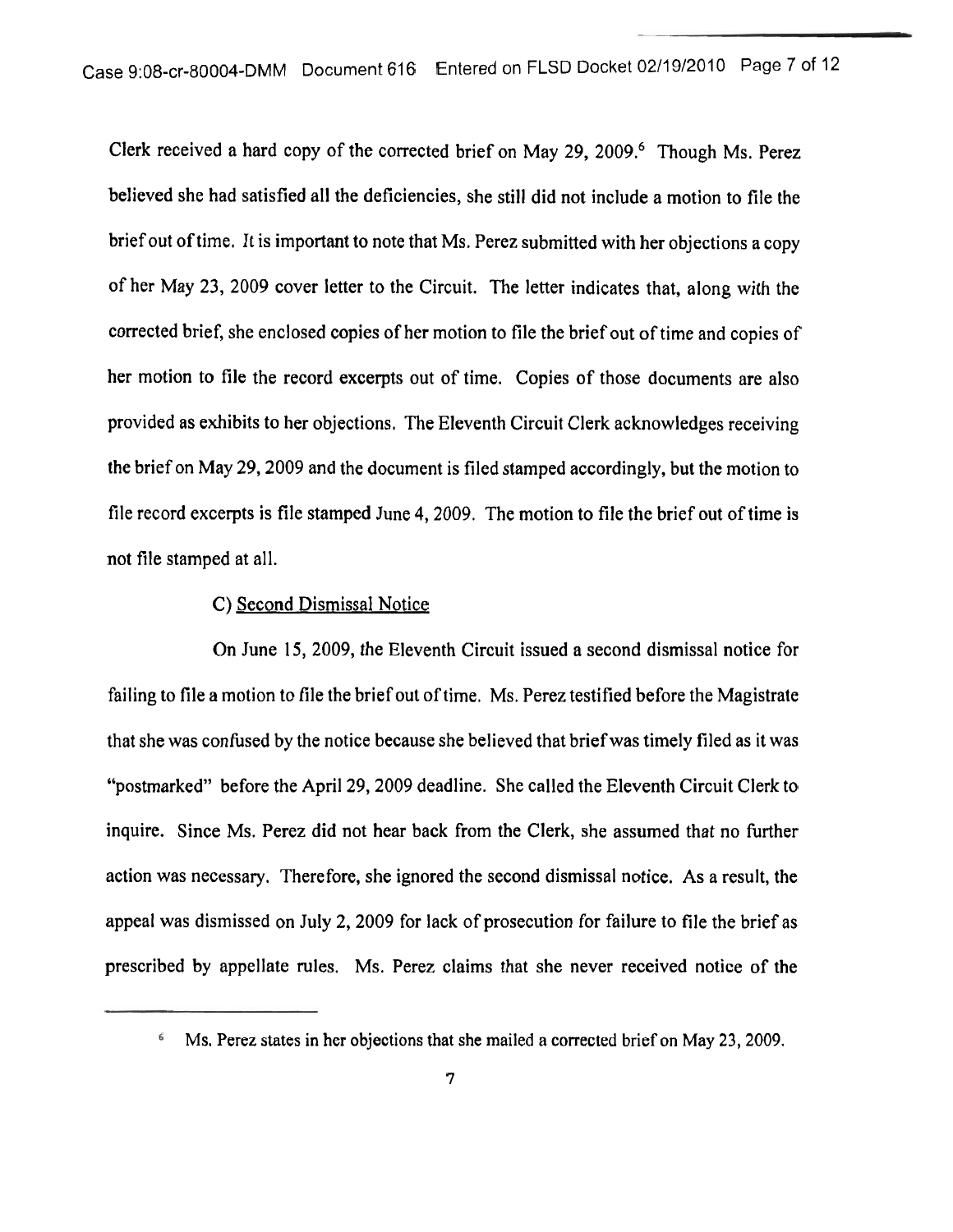Clerk received a hard copy of the corrected brief on May 29, 2009.[6] Though Ms. Perez believed she had satisfied all the deficiencies, she still did not include a motion to file the brief out of time. It is important to note that Ms. Perez submitted with her objections a copy of her May 23, 2009 cover letter to the Circuit. The letter indicates that, along with the corrected brief, she enclosed copies of her motion to file the brief out of time and copies of her motion to file the record excerpts out of time. Copies of those documents are also provided as exhibits to her objections. The Eleventh Circuit Clerk acknowledges receiving the brief on May 29, 2009 and the document is filed stamped accordingly, but the motion to file record excerpts is file stamped June 4, 2009. The motion to file the brief out of time is not file stamped at all.

C) <u>Second Dismissal Notice</u>

On June 15, 2009, the Eleventh Circuit issued a second dismissal notice for failing to file a motion to file the brief out of time. Ms. Perez testified before the Magistrate that she was confused by the notice because she believed that brief was timely filed as it was "postmarked" before the April 29, 2009 deadline. She called the Eleventh Circuit Clerk to inquire. Since Ms. Perez did not hear back from the Clerk, she assumed that no further action was necessary. Therefore, she ignored the second dismissal notice. As a result, the appeal was dismissed on July 2, 2009 for lack of prosecution for failure to file the brief as prescribed by appellate rules. Ms. Perez claims that she never received notice of the

---

[6] Ms. Perez states in her objections that she mailed a corrected brief on May 23, 2009.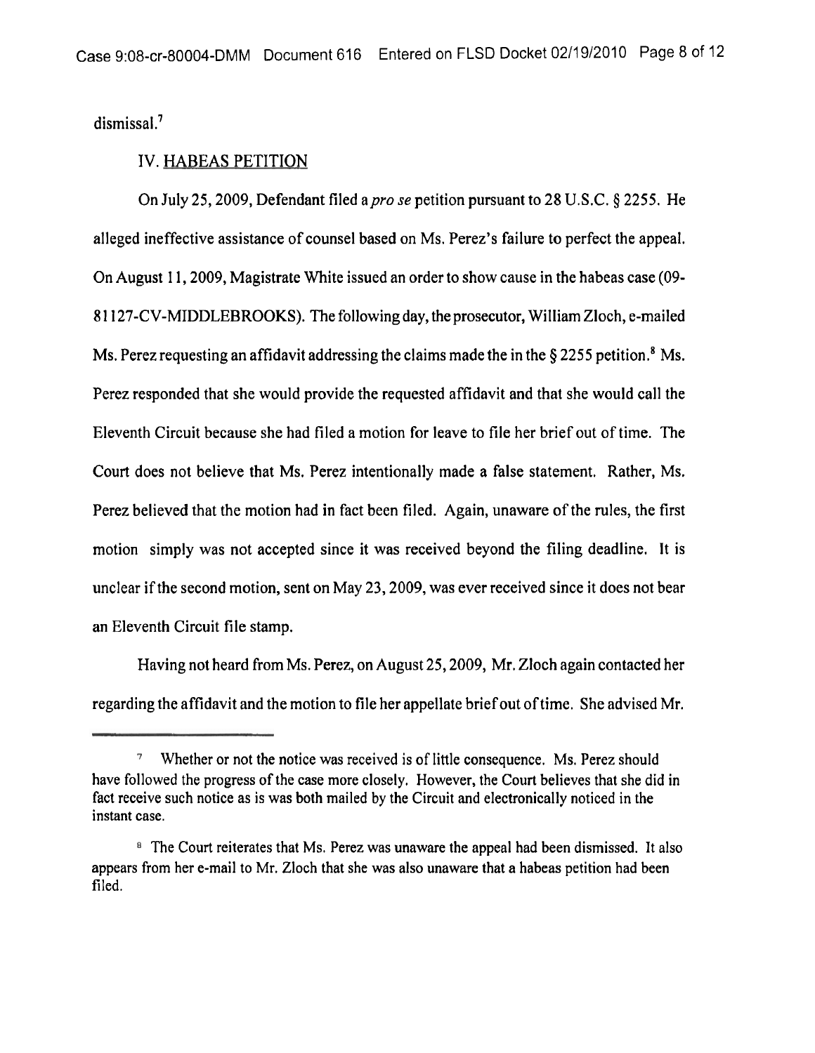dismissal.[7]

## IV. HABEAS PETITION

On July 25, 2009, Defendant filed a *pro se* petition pursuant to 28 U.S.C. § 2255. He alleged ineffective assistance of counsel based on Ms. Perez's failure to perfect the appeal. On August 11, 2009, Magistrate White issued an order to show cause in the habeas case (09-81127-CV-MIDDLEBROOKS). The following day, the prosecutor, William Zloch, e-mailed Ms. Perez requesting an affidavit addressing the claims made the in the § 2255 petition.[8] Ms. Perez responded that she would provide the requested affidavit and that she would call the Eleventh Circuit because she had filed a motion for leave to file her brief out of time. The Court does not believe that Ms. Perez intentionally made a false statement. Rather, Ms. Perez believed that the motion had in fact been filed. Again, unaware of the rules, the first motion simply was not accepted since it was received beyond the filing deadline. It is unclear if the second motion, sent on May 23, 2009, was ever received since it does not bear an Eleventh Circuit file stamp.

Having not heard from Ms. Perez, on August 25, 2009, Mr. Zloch again contacted her regarding the affidavit and the motion to file her appellate brief out of time. She advised Mr.

---

[7] Whether or not the notice was received is of little consequence. Ms. Perez should have followed the progress of the case more closely. However, the Court believes that she did in fact receive such notice as is was both mailed by the Circuit and electronically noticed in the instant case.

[8] The Court reiterates that Ms. Perez was unaware the appeal had been dismissed. It also appears from her e-mail to Mr. Zloch that she was also unaware that a habeas petition had been filed.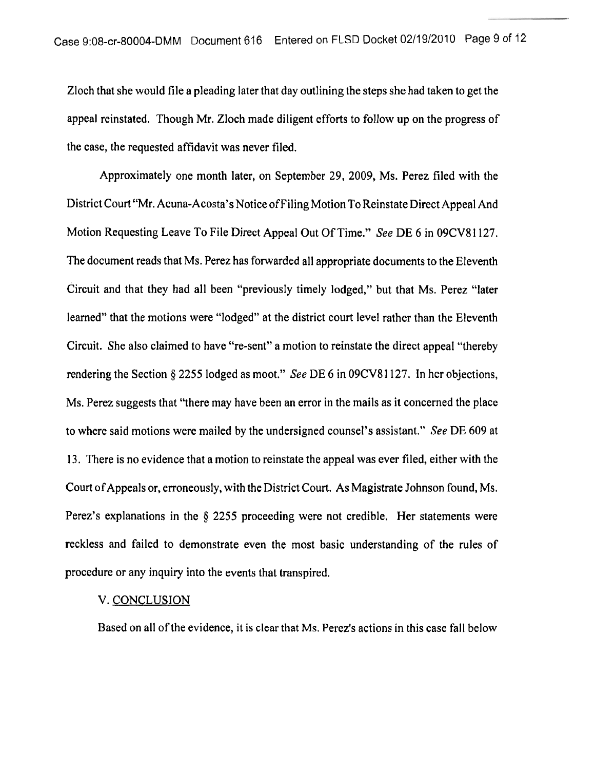Zloch that she would file a pleading later that day outlining the steps she had taken to get the appeal reinstated. Though Mr. Zloch made diligent efforts to follow up on the progress of the case, the requested affidavit was never filed.

Approximately one month later, on September 29, 2009, Ms. Perez filed with the District Court "Mr. Acuna-Acosta's Notice of Filing Motion To Reinstate Direct Appeal And Motion Requesting Leave To File Direct Appeal Out Of Time." *See* DE 6 in 09CV81127. The document reads that Ms. Perez has forwarded all appropriate documents to the Eleventh Circuit and that they had all been "previously timely lodged," but that Ms. Perez "later learned" that the motions were "lodged" at the district court level rather than the Eleventh Circuit. She also claimed to have "re-sent" a motion to reinstate the direct appeal "thereby rendering the Section § 2255 lodged as moot." *See* DE 6 in 09CV81127. In her objections, Ms. Perez suggests that "there may have been an error in the mails as it concerned the place to where said motions were mailed by the undersigned counsel's assistant." *See* DE 609 at 13. There is no evidence that a motion to reinstate the appeal was ever filed, either with the Court of Appeals or, erroneously, with the District Court. As Magistrate Johnson found, Ms. Perez's explanations in the § 2255 proceeding were not credible. Her statements were reckless and failed to demonstrate even the most basic understanding of the rules of procedure or any inquiry into the events that transpired.

## V. CONCLUSION

Based on all of the evidence, it is clear that Ms. Perez's actions in this case fall below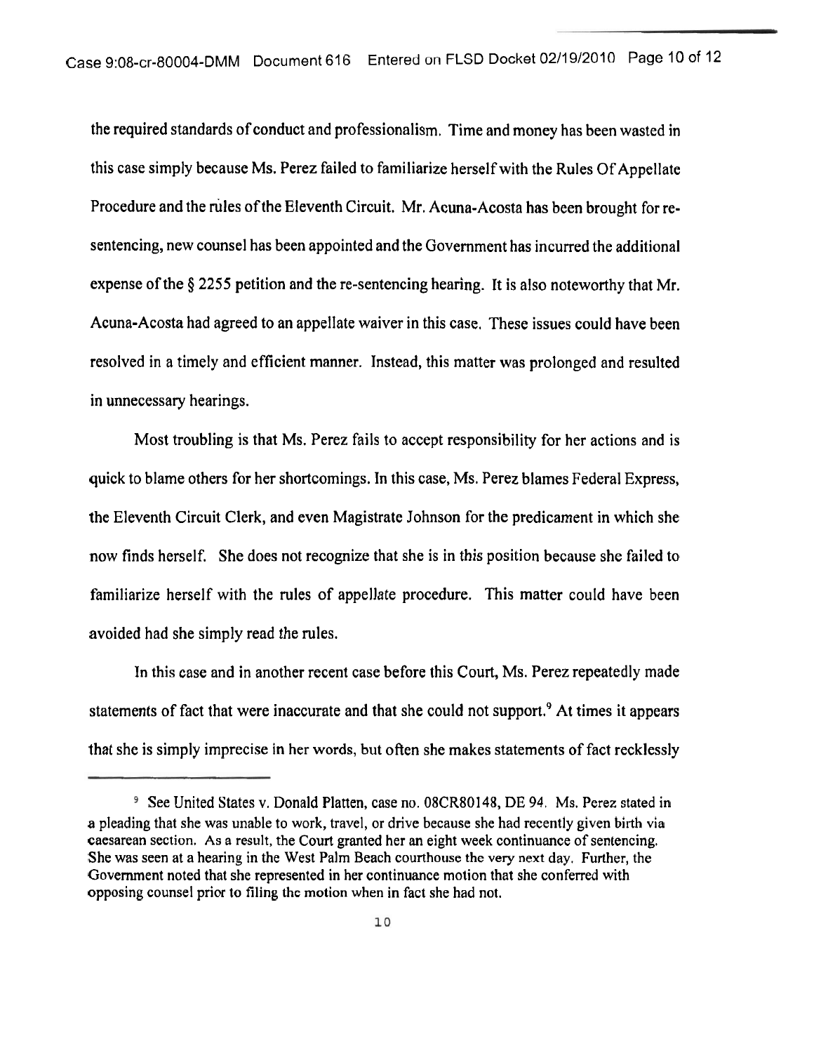the required standards of conduct and professionalism. Time and money has been wasted in this case simply because Ms. Perez failed to familiarize herself with the Rules Of Appellate Procedure and the rules of the Eleventh Circuit. Mr. Acuna-Acosta has been brought for re-sentencing, new counsel has been appointed and the Government has incurred the additional expense of the § 2255 petition and the re-sentencing hearing. It is also noteworthy that Mr. Acuna-Acosta had agreed to an appellate waiver in this case. These issues could have been resolved in a timely and efficient manner. Instead, this matter was prolonged and resulted in unnecessary hearings.

Most troubling is that Ms. Perez fails to accept responsibility for her actions and is quick to blame others for her shortcomings. In this case, Ms. Perez blames Federal Express, the Eleventh Circuit Clerk, and even Magistrate Johnson for the predicament in which she now finds herself. She does not recognize that she is in this position because she failed to familiarize herself with the rules of appellate procedure. This matter could have been avoided had she simply read the rules.

In this case and in another recent case before this Court, Ms. Perez repeatedly made statements of fact that were inaccurate and that she could not support.[9] At times it appears that she is simply imprecise in her words, but often she makes statements of fact recklessly

[9] See United States v. Donald Platten, case no. 08CR80148, DE 94. Ms. Perez stated in a pleading that she was unable to work, travel, or drive because she had recently given birth via caesarean section. As a result, the Court granted her an eight week continuance of sentencing. She was seen at a hearing in the West Palm Beach courthouse the very next day. Further, the Government noted that she represented in her continuance motion that she conferred with opposing counsel prior to filing the motion when in fact she had not.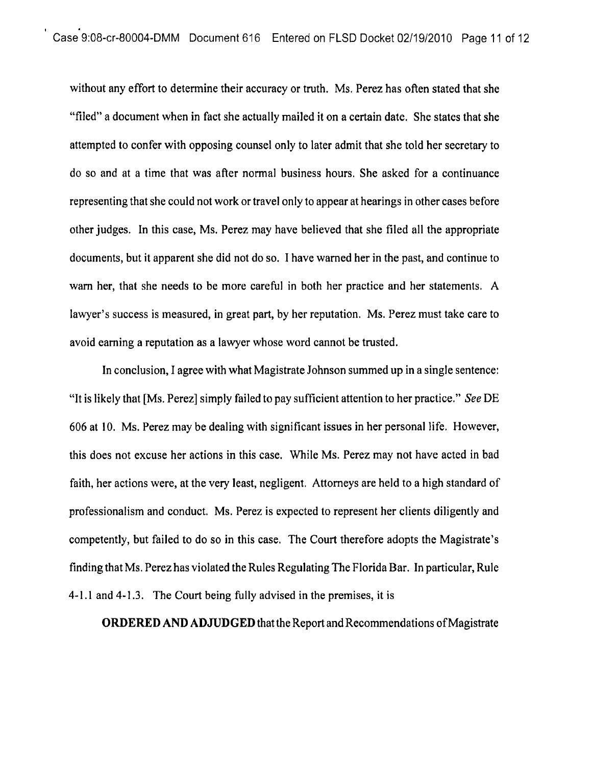without any effort to determine their accuracy or truth. Ms. Perez has often stated that she "filed" a document when in fact she actually mailed it on a certain date. She states that she attempted to confer with opposing counsel only to later admit that she told her secretary to do so and at a time that was after normal business hours. She asked for a continuance representing that she could not work or travel only to appear at hearings in other cases before other judges. In this case, Ms. Perez may have believed that she filed all the appropriate documents, but it apparent she did not do so. I have warned her in the past, and continue to warn her, that she needs to be more careful in both her practice and her statements. A lawyer's success is measured, in great part, by her reputation. Ms. Perez must take care to avoid earning a reputation as a lawyer whose word cannot be trusted.

In conclusion, I agree with what Magistrate Johnson summed up in a single sentence: "It is likely that [Ms. Perez] simply failed to pay sufficient attention to her practice." *See* DE 606 at 10. Ms. Perez may be dealing with significant issues in her personal life. However, this does not excuse her actions in this case. While Ms. Perez may not have acted in bad faith, her actions were, at the very least, negligent. Attorneys are held to a high standard of professionalism and conduct. Ms. Perez is expected to represent her clients diligently and competently, but failed to do so in this case. The Court therefore adopts the Magistrate's finding that Ms. Perez has violated the Rules Regulating The Florida Bar. In particular, Rule 4-1.1 and 4-1.3. The Court being fully advised in the premises, it is

**ORDERED AND ADJUDGED** that the Report and Recommendations of Magistrate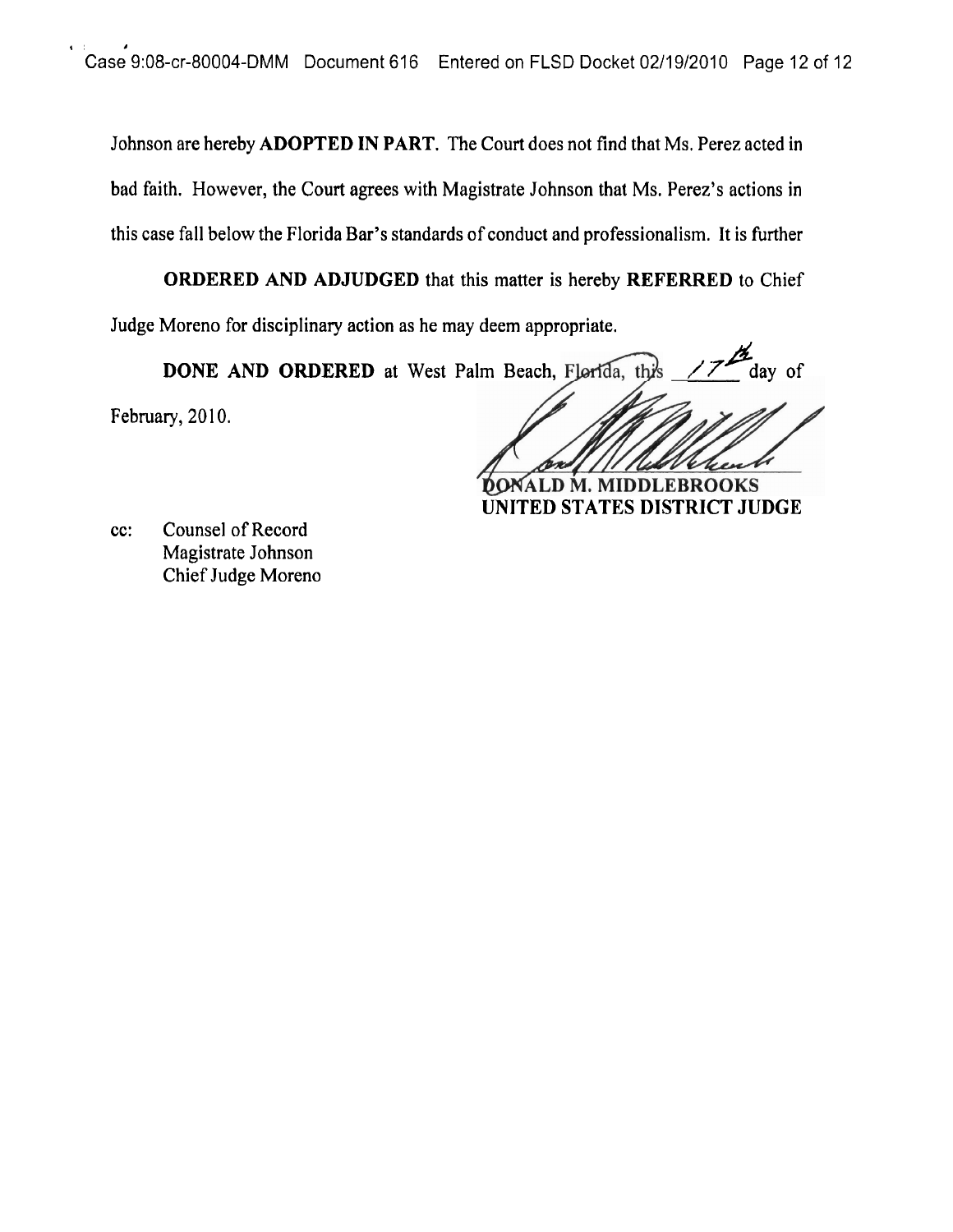Johnson are hereby **ADOPTED IN PART**. The Court does not find that Ms. Perez acted in bad faith. However, the Court agrees with Magistrate Johnson that Ms. Perez's actions in this case fall below the Florida Bar's standards of conduct and professionalism. It is further

**ORDERED AND ADJUDGED** that this matter is hereby **REFERRED** to Chief Judge Moreno for disciplinary action as he may deem appropriate.

**DONE AND ORDERED** at West Palm Beach, Florida, this 17th day of February, 2010.

**DONALD M. MIDDLEBROOKS**
**UNITED STATES DISTRICT JUDGE**

cc: Counsel of Record
Magistrate Johnson
Chief Judge Moreno